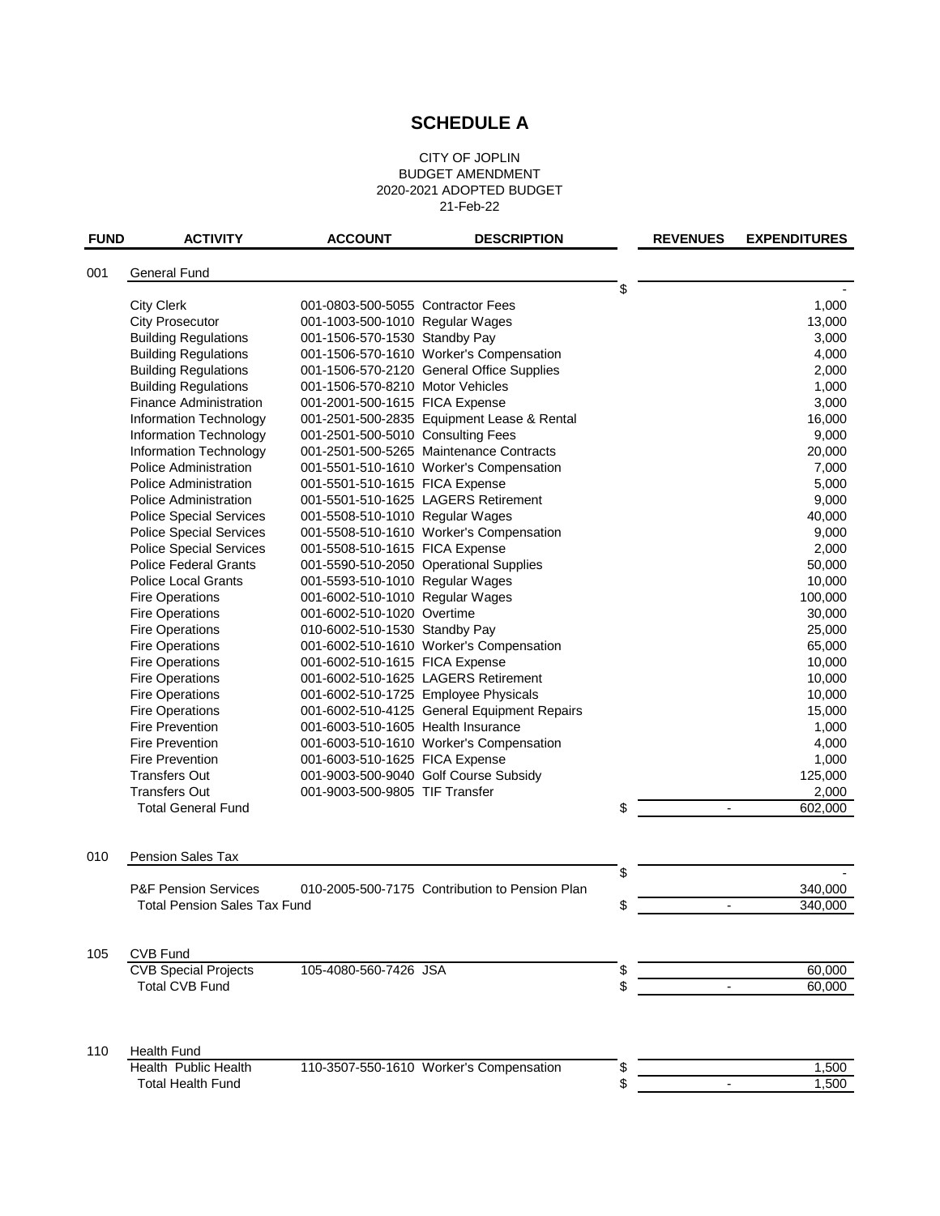# SCHEDULE A

CITY OF JOPLIN
BUDGET AMENDMENT
2020-2021 ADOPTED BUDGET
21-Feb-22

| FUND | ACTIVITY | ACCOUNT | DESCRIPTION | | REVENUES | EXPENDITURES |
|---|---|---|---|---|---|---|
| 001 | General Fund | | | | | |
| | | | | $ | | - |
| | City Clerk | 001-0803-500-5055 | Contractor Fees | | | 1,000 |
| | City Prosecutor | 001-1003-500-1010 | Regular Wages | | | 13,000 |
| | Building Regulations | 001-1506-570-1530 | Standby Pay | | | 3,000 |
| | Building Regulations | 001-1506-570-1610 | Worker's Compensation | | | 4,000 |
| | Building Regulations | 001-1506-570-2120 | General Office Supplies | | | 2,000 |
| | Building Regulations | 001-1506-570-8210 | Motor Vehicles | | | 1,000 |
| | Finance Administration | 001-2001-500-1615 | FICA Expense | | | 3,000 |
| | Information Technology | 001-2501-500-2835 | Equipment Lease & Rental | | | 16,000 |
| | Information Technology | 001-2501-500-5010 | Consulting Fees | | | 9,000 |
| | Information Technology | 001-2501-500-5265 | Maintenance Contracts | | | 20,000 |
| | Police Administration | 001-5501-510-1610 | Worker's Compensation | | | 7,000 |
| | Police Administration | 001-5501-510-1615 | FICA Expense | | | 5,000 |
| | Police Administration | 001-5501-510-1625 | LAGERS Retirement | | | 9,000 |
| | Police Special Services | 001-5508-510-1010 | Regular Wages | | | 40,000 |
| | Police Special Services | 001-5508-510-1610 | Worker's Compensation | | | 9,000 |
| | Police Special Services | 001-5508-510-1615 | FICA Expense | | | 2,000 |
| | Police Federal Grants | 001-5590-510-2050 | Operational Supplies | | | 50,000 |
| | Police Local Grants | 001-5593-510-1010 | Regular Wages | | | 10,000 |
| | Fire Operations | 001-6002-510-1010 | Regular Wages | | | 100,000 |
| | Fire Operations | 001-6002-510-1020 | Overtime | | | 30,000 |
| | Fire Operations | 010-6002-510-1530 | Standby Pay | | | 25,000 |
| | Fire Operations | 001-6002-510-1610 | Worker's Compensation | | | 65,000 |
| | Fire Operations | 001-6002-510-1615 | FICA Expense | | | 10,000 |
| | Fire Operations | 001-6002-510-1625 | LAGERS Retirement | | | 10,000 |
| | Fire Operations | 001-6002-510-1725 | Employee Physicals | | | 10,000 |
| | Fire Operations | 001-6002-510-4125 | General Equipment Repairs | | | 15,000 |
| | Fire Prevention | 001-6003-510-1605 | Health Insurance | | | 1,000 |
| | Fire Prevention | 001-6003-510-1610 | Worker's Compensation | | | 4,000 |
| | Fire Prevention | 001-6003-510-1625 | FICA Expense | | | 1,000 |
| | Transfers Out | 001-9003-500-9040 | Golf Course Subsidy | | | 125,000 |
| | Transfers Out | 001-9003-500-9805 | TIF Transfer | | | 2,000 |
| | Total General Fund | | | $ | - | 602,000 |
| 010 | Pension Sales Tax | | | | | |
| | | | | $ | | - |
| | P&F Pension Services | 010-2005-500-7175 | Contribution to Pension Plan | | | 340,000 |
| | Total Pension Sales Tax Fund | | | $ | - | 340,000 |
| 105 | CVB Fund | | | | | |
| | CVB Special Projects | 105-4080-560-7426 | JSA | $ | | 60,000 |
| | Total CVB Fund | | | $ | - | 60,000 |
| 110 | Health Fund | | | | | |
| | Health Public Health | 110-3507-550-1610 | Worker's Compensation | $ | | 1,500 |
| | Total Health Fund | | | $ | - | 1,500 |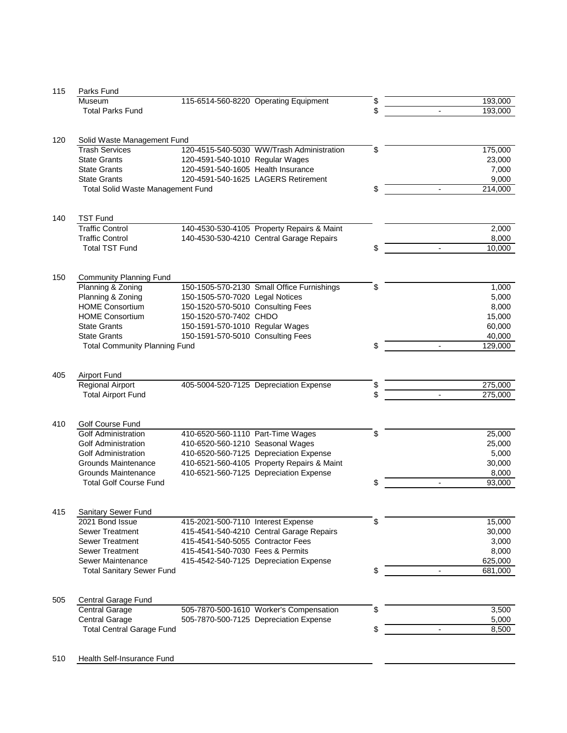| Fund No. | Fund / Department | Account | Description | | Amount 1 | Amount 2 |
|---|---|---|---|---|---|---|
| 115 | Parks Fund | | | | | |
| | Museum | 115-6514-560-8220 | Operating Equipment | $ | | 193,000 |
| | Total Parks Fund | | | $ | - | 193,000 |
| 120 | Solid Waste Management Fund | | | | | |
| | Trash Services | 120-4515-540-5030 | WW/Trash Administration | $ | | 175,000 |
| | State Grants | 120-4591-540-1010 | Regular Wages | | | 23,000 |
| | State Grants | 120-4591-540-1605 | Health Insurance | | | 7,000 |
| | State Grants | 120-4591-540-1625 | LAGERS Retirement | | | 9,000 |
| | Total Solid Waste Management Fund | | | $ | - | 214,000 |
| 140 | TST Fund | | | | | |
| | Traffic Control | 140-4530-530-4105 | Property Repairs & Maint | | | 2,000 |
| | Traffic Control | 140-4530-530-4210 | Central Garage Repairs | | | 8,000 |
| | Total TST Fund | | | $ | - | 10,000 |
| 150 | Community Planning Fund | | | | | |
| | Planning & Zoning | 150-1505-570-2130 | Small Office Furnishings | $ | | 1,000 |
| | Planning & Zoning | 150-1505-570-7020 | Legal Notices | | | 5,000 |
| | HOME Consortium | 150-1520-570-5010 | Consulting Fees | | | 8,000 |
| | HOME Consortium | 150-1520-570-7402 | CHDO | | | 15,000 |
| | State Grants | 150-1591-570-1010 | Regular Wages | | | 60,000 |
| | State Grants | 150-1591-570-5010 | Consulting Fees | | | 40,000 |
| | Total Community Planning Fund | | | $ | - | 129,000 |
| 405 | Airport Fund | | | | | |
| | Regional Airport | 405-5004-520-7125 | Depreciation Expense | $ | | 275,000 |
| | Total Airport Fund | | | $ | - | 275,000 |
| 410 | Golf Course Fund | | | | | |
| | Golf Administration | 410-6520-560-1110 | Part-Time Wages | $ | | 25,000 |
| | Golf Administration | 410-6520-560-1210 | Seasonal Wages | | | 25,000 |
| | Golf Administration | 410-6520-560-7125 | Depreciation Expense | | | 5,000 |
| | Grounds Maintenance | 410-6521-560-4105 | Property Repairs & Maint | | | 30,000 |
| | Grounds Maintenance | 410-6521-560-7125 | Depreciation Expense | | | 8,000 |
| | Total Golf Course Fund | | | $ | - | 93,000 |
| 415 | Sanitary Sewer Fund | | | | | |
| | 2021 Bond Issue | 415-2021-500-7110 | Interest Expense | $ | | 15,000 |
| | Sewer Treatment | 415-4541-540-4210 | Central Garage Repairs | | | 30,000 |
| | Sewer Treatment | 415-4541-540-5055 | Contractor Fees | | | 3,000 |
| | Sewer Treatment | 415-4541-540-7030 | Fees & Permits | | | 8,000 |
| | Sewer Maintenance | 415-4542-540-7125 | Depreciation Expense | | | 625,000 |
| | Total Sanitary Sewer Fund | | | $ | - | 681,000 |
| 505 | Central Garage Fund | | | | | |
| | Central Garage | 505-7870-500-1610 | Worker's Compensation | $ | | 3,500 |
| | Central Garage | 505-7870-500-7125 | Depreciation Expense | | | 5,000 |
| | Total Central Garage Fund | | | $ | - | 8,500 |
| 510 | Health Self-Insurance Fund | | | | | |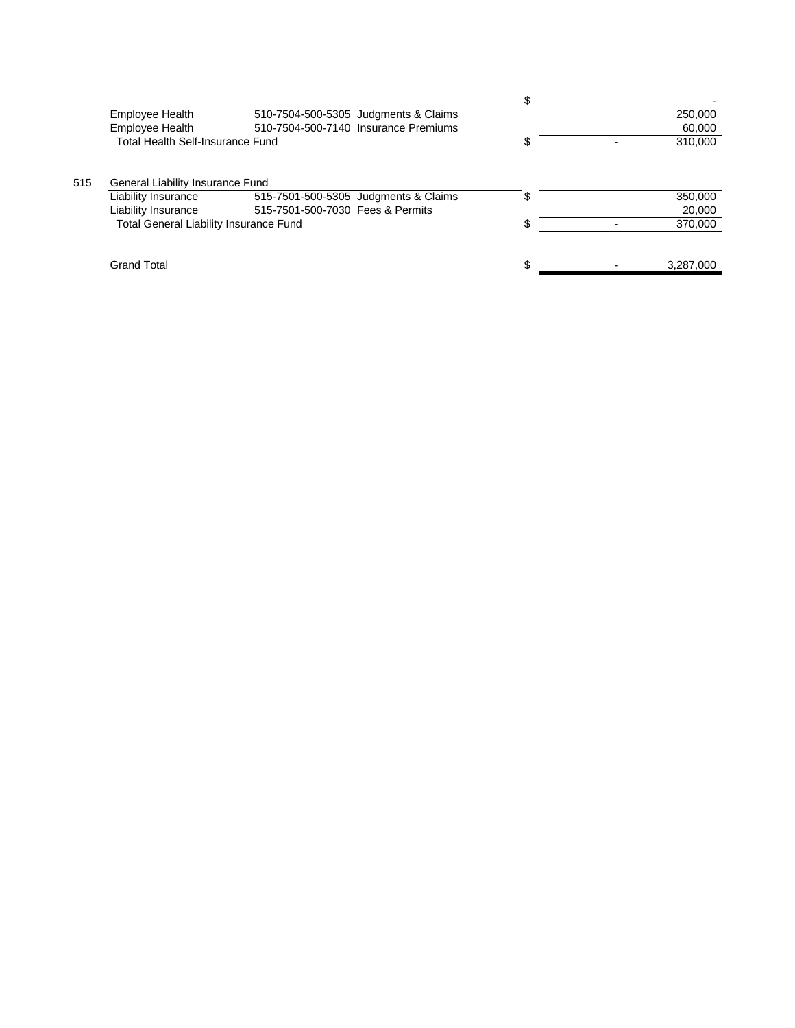| | | | | | | |
|---|---|---|---|---|---|---|
| | | | | $ | | - |
| | Employee Health | 510-7504-500-5305 | Judgments & Claims | | | 250,000 |
| | Employee Health | 510-7504-500-7140 | Insurance Premiums | | | 60,000 |
| | Total Health Self-Insurance Fund | | | $ | - | 310,000 |
| | | | | | | |
| 515 | General Liability Insurance Fund | | | | | |
| | Liability Insurance | 515-7501-500-5305 | Judgments & Claims | $ | | 350,000 |
| | Liability Insurance | 515-7501-500-7030 | Fees & Permits | | | 20,000 |
| | Total General Liability Insurance Fund | | | $ | - | 370,000 |
| | | | | | | |
| | Grand Total | | | $ | - | 3,287,000 |